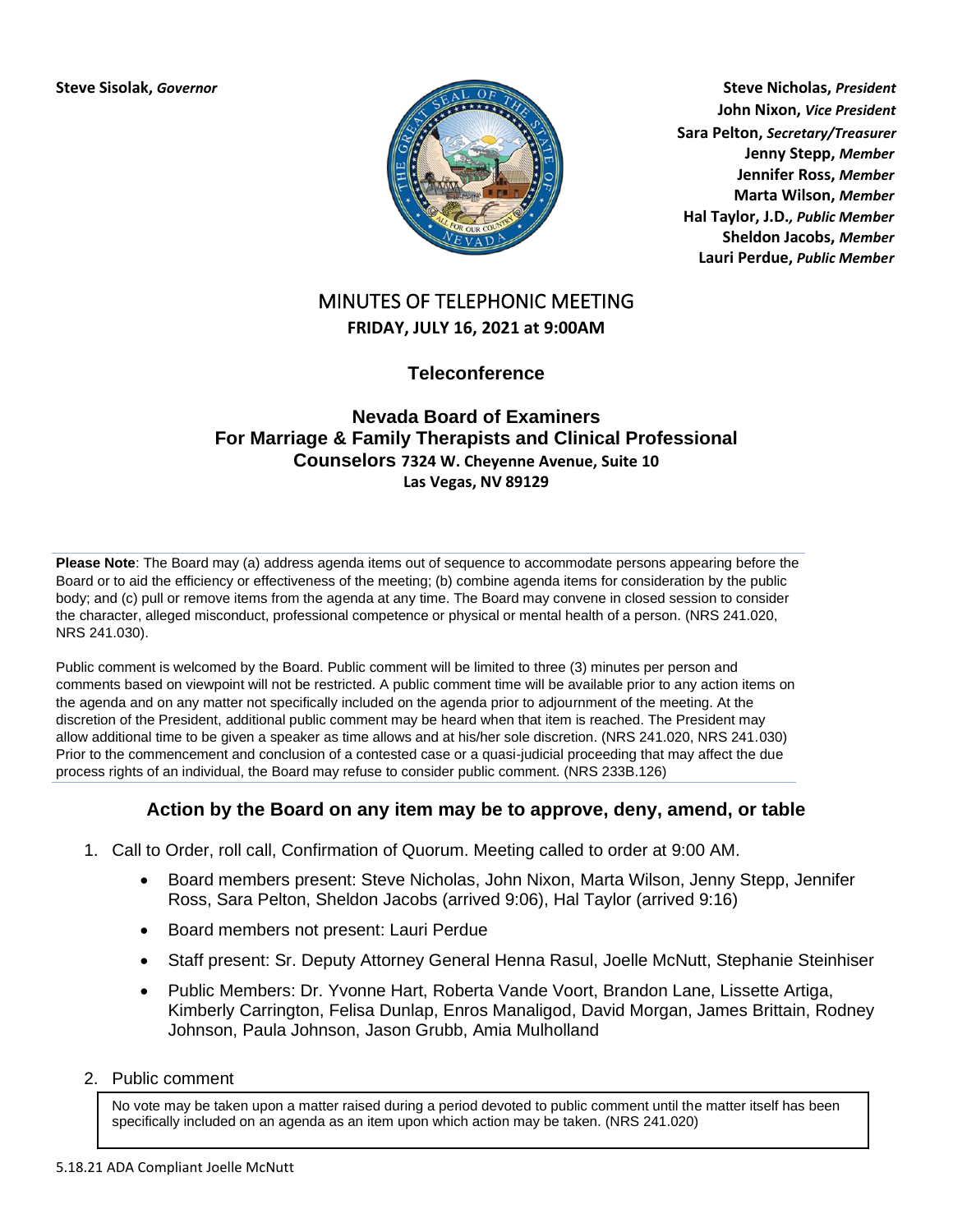**Steve Sisolak,** ***Governor***

**Steve Nicholas,** ***President***
**John Nixon,** ***Vice President***
**Sara Pelton,** ***Secretary/Treasurer***
**Jenny Stepp,** ***Member***
**Jennifer Ross,** ***Member***
**Marta Wilson,** ***Member***
**Hal Taylor, J.D.,** ***Public Member***
**Sheldon Jacobs,** ***Member***
**Lauri Perdue,** ***Public Member***

# MINUTES OF TELEPHONIC MEETING

**FRIDAY, JULY 16, 2021 at 9:00AM**

## Teleconference

## Nevada Board of Examiners For Marriage & Family Therapists and Clinical Professional Counselors

**7324 W. Cheyenne Avenue, Suite 10**
**Las Vegas, NV 89129**

---

**Please Note**: The Board may (a) address agenda items out of sequence to accommodate persons appearing before the Board or to aid the efficiency or effectiveness of the meeting; (b) combine agenda items for consideration by the public body; and (c) pull or remove items from the agenda at any time. The Board may convene in closed session to consider the character, alleged misconduct, professional competence or physical or mental health of a person. (NRS 241.020, NRS 241.030).

Public comment is welcomed by the Board. Public comment will be limited to three (3) minutes per person and comments based on viewpoint will not be restricted. A public comment time will be available prior to any action items on the agenda and on any matter not specifically included on the agenda prior to adjournment of the meeting. At the discretion of the President, additional public comment may be heard when that item is reached. The President may allow additional time to be given a speaker as time allows and at his/her sole discretion. (NRS 241.020, NRS 241.030) Prior to the commencement and conclusion of a contested case or a quasi-judicial proceeding that may affect the due process rights of an individual, the Board may refuse to consider public comment. (NRS 233B.126)

---

### Action by the Board on any item may be to approve, deny, amend, or table

1. Call to Order, roll call, Confirmation of Quorum. Meeting called to order at 9:00 AM.
    - Board members present: Steve Nicholas, John Nixon, Marta Wilson, Jenny Stepp, Jennifer Ross, Sara Pelton, Sheldon Jacobs (arrived 9:06), Hal Taylor (arrived 9:16)
    - Board members not present: Lauri Perdue
    - Staff present: Sr. Deputy Attorney General Henna Rasul, Joelle McNutt, Stephanie Steinhiser
    - Public Members: Dr. Yvonne Hart, Roberta Vande Voort, Brandon Lane, Lissette Artiga, Kimberly Carrington, Felisa Dunlap, Enros Manaligod, David Morgan, James Brittain, Rodney Johnson, Paula Johnson, Jason Grubb, Amia Mulholland

2. Public comment

No vote may be taken upon a matter raised during a period devoted to public comment until the matter itself has been specifically included on an agenda as an item upon which action may be taken. (NRS 241.020)

5.18.21 ADA Compliant Joelle McNutt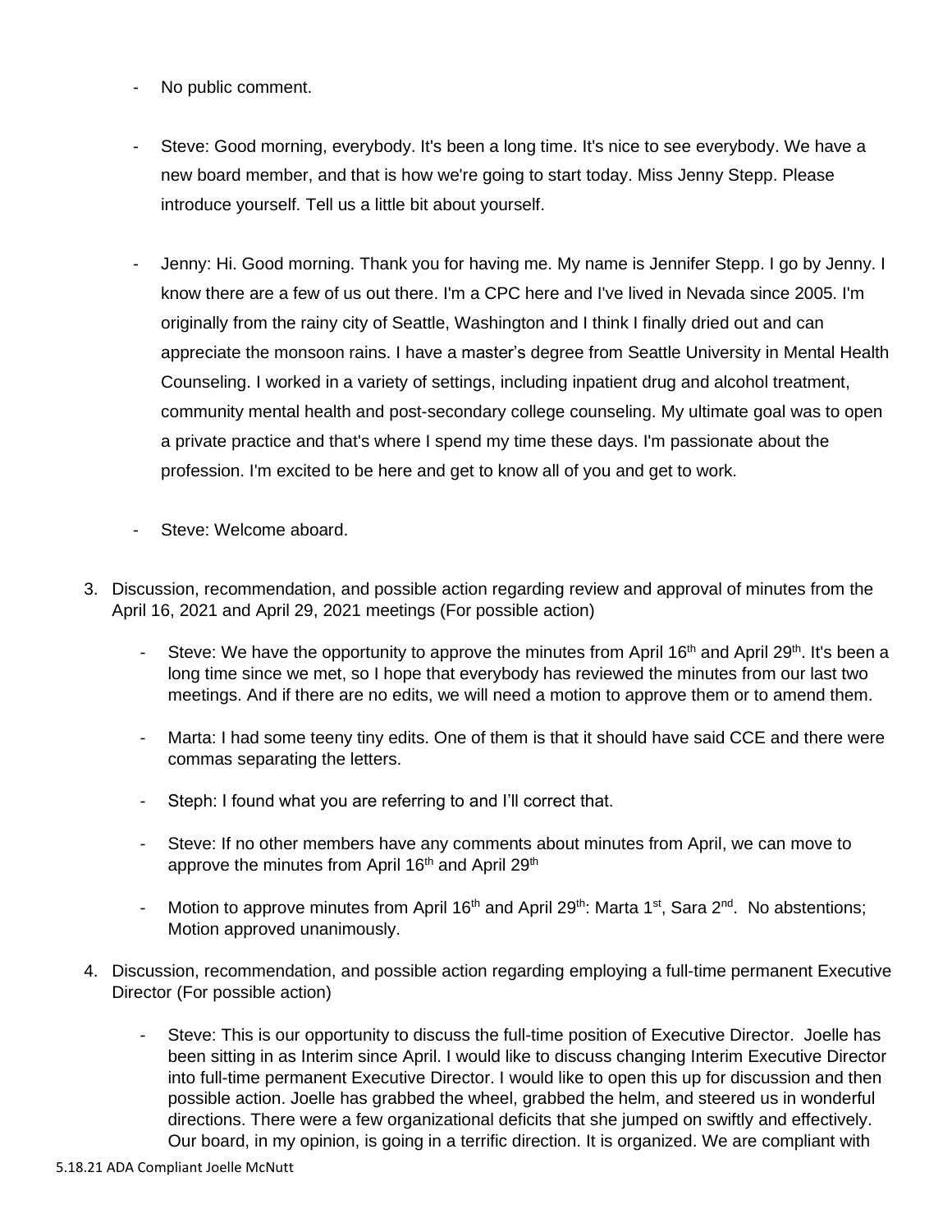- No public comment.

- Steve: Good morning, everybody. It's been a long time. It's nice to see everybody. We have a new board member, and that is how we're going to start today. Miss Jenny Stepp. Please introduce yourself. Tell us a little bit about yourself.

- Jenny: Hi. Good morning. Thank you for having me. My name is Jennifer Stepp. I go by Jenny. I know there are a few of us out there. I'm a CPC here and I've lived in Nevada since 2005. I'm originally from the rainy city of Seattle, Washington and I think I finally dried out and can appreciate the monsoon rains. I have a master's degree from Seattle University in Mental Health Counseling. I worked in a variety of settings, including inpatient drug and alcohol treatment, community mental health and post-secondary college counseling. My ultimate goal was to open a private practice and that's where I spend my time these days. I'm passionate about the profession. I'm excited to be here and get to know all of you and get to work.

- Steve: Welcome aboard.

3. Discussion, recommendation, and possible action regarding review and approval of minutes from the April 16, 2021 and April 29, 2021 meetings (For possible action)

   - Steve: We have the opportunity to approve the minutes from April 16th and April 29th. It's been a long time since we met, so I hope that everybody has reviewed the minutes from our last two meetings. And if there are no edits, we will need a motion to approve them or to amend them.

   - Marta: I had some teeny tiny edits. One of them is that it should have said CCE and there were commas separating the letters.

   - Steph: I found what you are referring to and I'll correct that.

   - Steve: If no other members have any comments about minutes from April, we can move to approve the minutes from April 16th and April 29th

   - Motion to approve minutes from April 16th and April 29th: Marta 1st, Sara 2nd. No abstentions; Motion approved unanimously.

4. Discussion, recommendation, and possible action regarding employing a full-time permanent Executive Director (For possible action)

   - Steve: This is our opportunity to discuss the full-time position of Executive Director. Joelle has been sitting in as Interim since April. I would like to discuss changing Interim Executive Director into full-time permanent Executive Director. I would like to open this up for discussion and then possible action. Joelle has grabbed the wheel, grabbed the helm, and steered us in wonderful directions. There were a few organizational deficits that she jumped on swiftly and effectively. Our board, in my opinion, is going in a terrific direction. It is organized. We are compliant with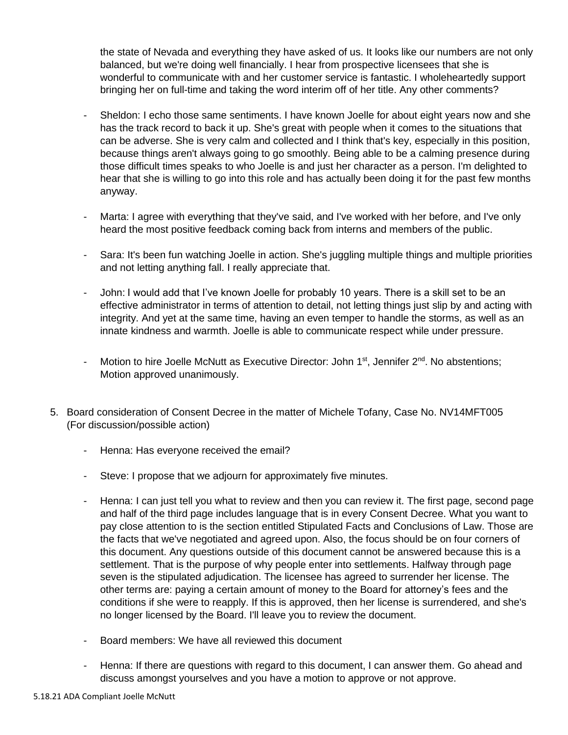the state of Nevada and everything they have asked of us. It looks like our numbers are not only balanced, but we're doing well financially. I hear from prospective licensees that she is wonderful to communicate with and her customer service is fantastic. I wholeheartedly support bringing her on full-time and taking the word interim off of her title. Any other comments?

- Sheldon: I echo those same sentiments. I have known Joelle for about eight years now and she has the track record to back it up. She's great with people when it comes to the situations that can be adverse. She is very calm and collected and I think that's key, especially in this position, because things aren't always going to go smoothly. Being able to be a calming presence during those difficult times speaks to who Joelle is and just her character as a person. I'm delighted to hear that she is willing to go into this role and has actually been doing it for the past few months anyway.

- Marta: I agree with everything that they've said, and I've worked with her before, and I've only heard the most positive feedback coming back from interns and members of the public.

- Sara: It's been fun watching Joelle in action. She's juggling multiple things and multiple priorities and not letting anything fall. I really appreciate that.

- John: I would add that I've known Joelle for probably 10 years. There is a skill set to be an effective administrator in terms of attention to detail, not letting things just slip by and acting with integrity. And yet at the same time, having an even temper to handle the storms, as well as an innate kindness and warmth. Joelle is able to communicate respect while under pressure.

- Motion to hire Joelle McNutt as Executive Director: John 1st, Jennifer 2nd. No abstentions; Motion approved unanimously.

5. Board consideration of Consent Decree in the matter of Michele Tofany, Case No. NV14MFT005 (For discussion/possible action)

    - Henna: Has everyone received the email?

    - Steve: I propose that we adjourn for approximately five minutes.

    - Henna: I can just tell you what to review and then you can review it. The first page, second page and half of the third page includes language that is in every Consent Decree. What you want to pay close attention to is the section entitled Stipulated Facts and Conclusions of Law. Those are the facts that we've negotiated and agreed upon. Also, the focus should be on four corners of this document. Any questions outside of this document cannot be answered because this is a settlement. That is the purpose of why people enter into settlements. Halfway through page seven is the stipulated adjudication. The licensee has agreed to surrender her license. The other terms are: paying a certain amount of money to the Board for attorney's fees and the conditions if she were to reapply. If this is approved, then her license is surrendered, and she's no longer licensed by the Board. I'll leave you to review the document.

    - Board members: We have all reviewed this document

    - Henna: If there are questions with regard to this document, I can answer them. Go ahead and discuss amongst yourselves and you have a motion to approve or not approve.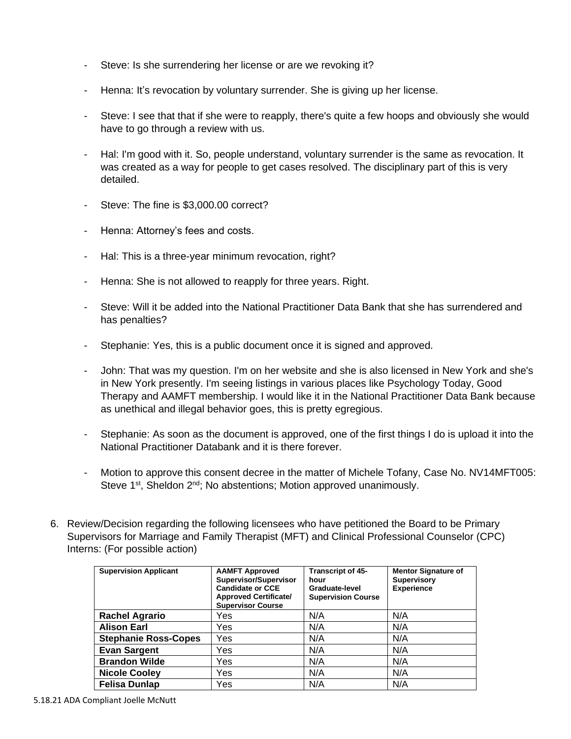- Steve: Is she surrendering her license or are we revoking it?

- Henna: It's revocation by voluntary surrender. She is giving up her license.

- Steve: I see that that if she were to reapply, there's quite a few hoops and obviously she would have to go through a review with us.

- Hal: I'm good with it. So, people understand, voluntary surrender is the same as revocation. It was created as a way for people to get cases resolved. The disciplinary part of this is very detailed.

- Steve: The fine is $3,000.00 correct?

- Henna: Attorney's fees and costs.

- Hal: This is a three-year minimum revocation, right?

- Henna: She is not allowed to reapply for three years. Right.

- Steve: Will it be added into the National Practitioner Data Bank that she has surrendered and has penalties?

- Stephanie: Yes, this is a public document once it is signed and approved.

- John: That was my question. I'm on her website and she is also licensed in New York and she's in New York presently. I'm seeing listings in various places like Psychology Today, Good Therapy and AAMFT membership. I would like it in the National Practitioner Data Bank because as unethical and illegal behavior goes, this is pretty egregious.

- Stephanie: As soon as the document is approved, one of the first things I do is upload it into the National Practitioner Databank and it is there forever.

- Motion to approve this consent decree in the matter of Michele Tofany, Case No. NV14MFT005: Steve 1st, Sheldon 2nd; No abstentions; Motion approved unanimously.

6. Review/Decision regarding the following licensees who have petitioned the Board to be Primary Supervisors for Marriage and Family Therapist (MFT) and Clinical Professional Counselor (CPC) Interns: (For possible action)

| Supervision Applicant | AAMFT Approved Supervisor/Supervisor Candidate or CCE Approved Certificate/ Supervisor Course | Transcript of 45-hour Graduate-level Supervision Course | Mentor Signature of Supervisory Experience |
|---|---|---|---|
| **Rachel Agrario** | Yes | N/A | N/A |
| **Alison Earl** | Yes | N/A | N/A |
| **Stephanie Ross-Copes** | Yes | N/A | N/A |
| **Evan Sargent** | Yes | N/A | N/A |
| **Brandon Wilde** | Yes | N/A | N/A |
| **Nicole Cooley** | Yes | N/A | N/A |
| **Felisa Dunlap** | Yes | N/A | N/A |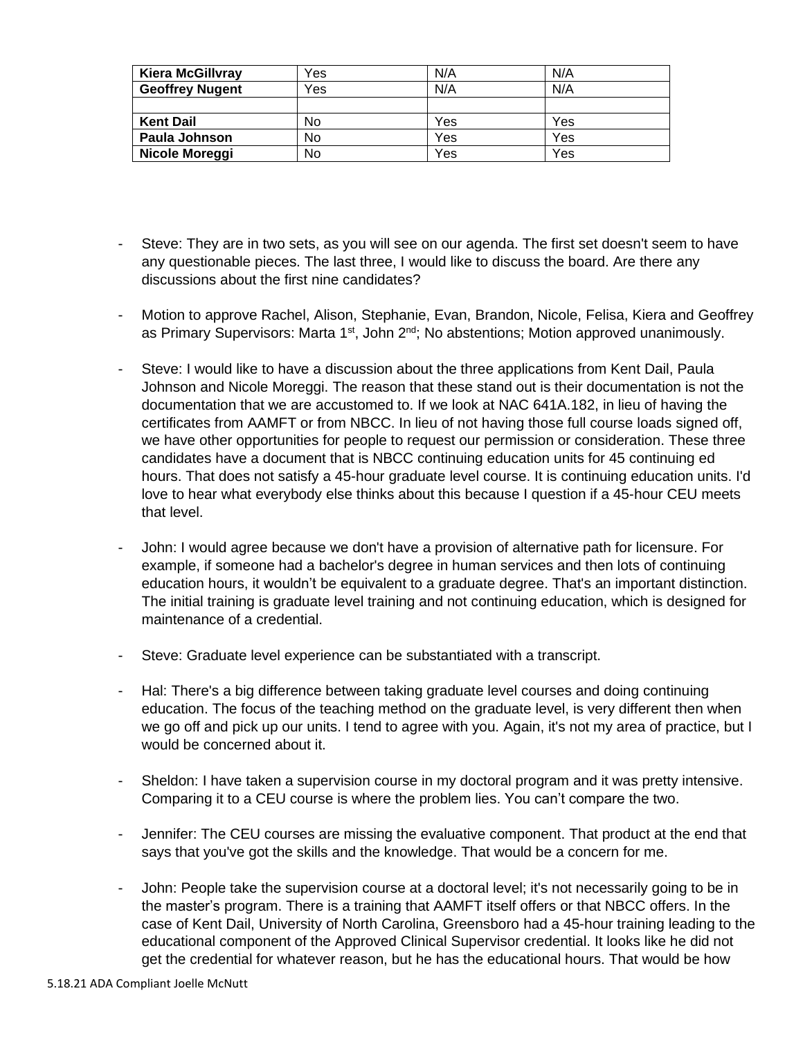| Kiera McGillvray | Yes | N/A | N/A |
|---|---|---|---|
| Geoffrey Nugent | Yes | N/A | N/A |
| | | | |
| Kent Dail | No | Yes | Yes |
| Paula Johnson | No | Yes | Yes |
| Nicole Moreggi | No | Yes | Yes |

- Steve: They are in two sets, as you will see on our agenda. The first set doesn't seem to have any questionable pieces. The last three, I would like to discuss the board. Are there any discussions about the first nine candidates?

- Motion to approve Rachel, Alison, Stephanie, Evan, Brandon, Nicole, Felisa, Kiera and Geoffrey as Primary Supervisors: Marta 1st, John 2nd; No abstentions; Motion approved unanimously.

- Steve: I would like to have a discussion about the three applications from Kent Dail, Paula Johnson and Nicole Moreggi. The reason that these stand out is their documentation is not the documentation that we are accustomed to. If we look at NAC 641A.182, in lieu of having the certificates from AAMFT or from NBCC. In lieu of not having those full course loads signed off, we have other opportunities for people to request our permission or consideration. These three candidates have a document that is NBCC continuing education units for 45 continuing ed hours. That does not satisfy a 45-hour graduate level course. It is continuing education units. I'd love to hear what everybody else thinks about this because I question if a 45-hour CEU meets that level.

- John: I would agree because we don't have a provision of alternative path for licensure. For example, if someone had a bachelor's degree in human services and then lots of continuing education hours, it wouldn't be equivalent to a graduate degree. That's an important distinction. The initial training is graduate level training and not continuing education, which is designed for maintenance of a credential.

- Steve: Graduate level experience can be substantiated with a transcript.

- Hal: There's a big difference between taking graduate level courses and doing continuing education. The focus of the teaching method on the graduate level, is very different then when we go off and pick up our units. I tend to agree with you. Again, it's not my area of practice, but I would be concerned about it.

- Sheldon: I have taken a supervision course in my doctoral program and it was pretty intensive. Comparing it to a CEU course is where the problem lies. You can't compare the two.

- Jennifer: The CEU courses are missing the evaluative component. That product at the end that says that you've got the skills and the knowledge. That would be a concern for me.

- John: People take the supervision course at a doctoral level; it's not necessarily going to be in the master's program. There is a training that AAMFT itself offers or that NBCC offers. In the case of Kent Dail, University of North Carolina, Greensboro had a 45-hour training leading to the educational component of the Approved Clinical Supervisor credential. It looks like he did not get the credential for whatever reason, but he has the educational hours. That would be how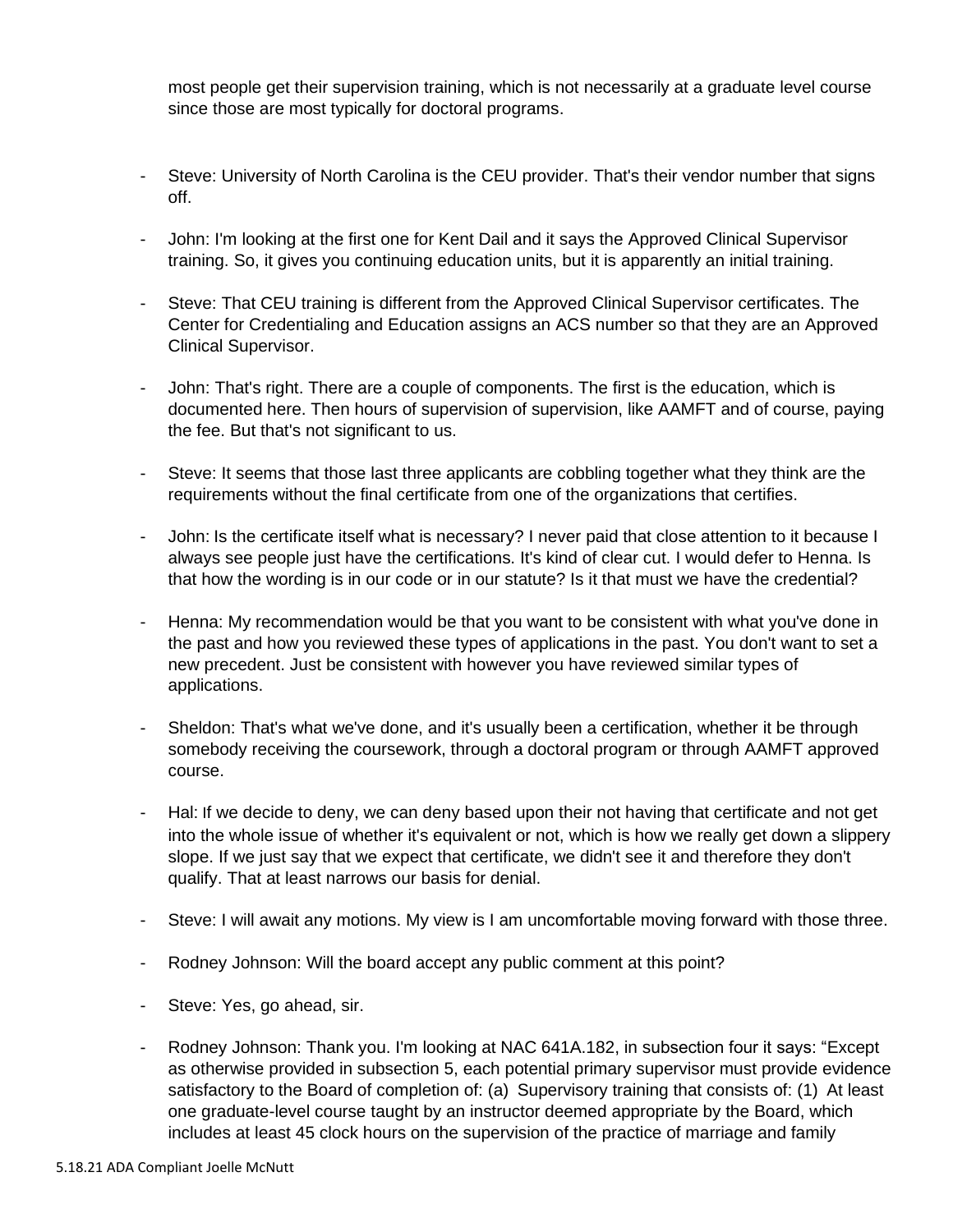most people get their supervision training, which is not necessarily at a graduate level course since those are most typically for doctoral programs.

- Steve: University of North Carolina is the CEU provider. That's their vendor number that signs off.
- John: I'm looking at the first one for Kent Dail and it says the Approved Clinical Supervisor training. So, it gives you continuing education units, but it is apparently an initial training.
- Steve: That CEU training is different from the Approved Clinical Supervisor certificates. The Center for Credentialing and Education assigns an ACS number so that they are an Approved Clinical Supervisor.
- John: That's right. There are a couple of components. The first is the education, which is documented here. Then hours of supervision of supervision, like AAMFT and of course, paying the fee. But that's not significant to us.
- Steve: It seems that those last three applicants are cobbling together what they think are the requirements without the final certificate from one of the organizations that certifies.
- John: Is the certificate itself what is necessary? I never paid that close attention to it because I always see people just have the certifications. It's kind of clear cut. I would defer to Henna. Is that how the wording is in our code or in our statute? Is it that must we have the credential?
- Henna: My recommendation would be that you want to be consistent with what you've done in the past and how you reviewed these types of applications in the past. You don't want to set a new precedent. Just be consistent with however you have reviewed similar types of applications.
- Sheldon: That's what we've done, and it's usually been a certification, whether it be through somebody receiving the coursework, through a doctoral program or through AAMFT approved course.
- Hal: If we decide to deny, we can deny based upon their not having that certificate and not get into the whole issue of whether it's equivalent or not, which is how we really get down a slippery slope. If we just say that we expect that certificate, we didn't see it and therefore they don't qualify. That at least narrows our basis for denial.
- Steve: I will await any motions. My view is I am uncomfortable moving forward with those three.
- Rodney Johnson: Will the board accept any public comment at this point?
- Steve: Yes, go ahead, sir.
- Rodney Johnson: Thank you. I'm looking at NAC 641A.182, in subsection four it says: "Except as otherwise provided in subsection 5, each potential primary supervisor must provide evidence satisfactory to the Board of completion of: (a) Supervisory training that consists of: (1) At least one graduate-level course taught by an instructor deemed appropriate by the Board, which includes at least 45 clock hours on the supervision of the practice of marriage and family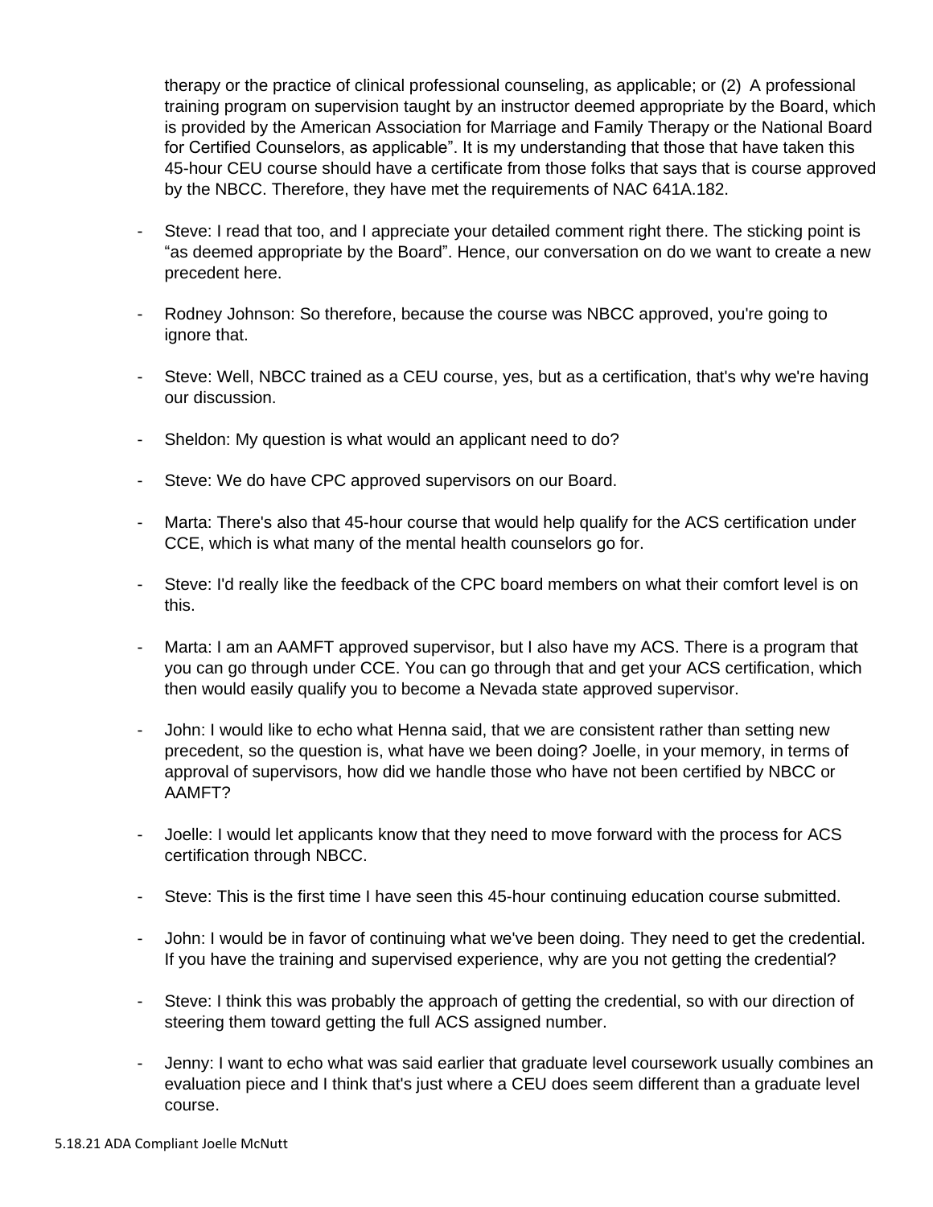therapy or the practice of clinical professional counseling, as applicable; or (2) A professional training program on supervision taught by an instructor deemed appropriate by the Board, which is provided by the American Association for Marriage and Family Therapy or the National Board for Certified Counselors, as applicable". It is my understanding that those that have taken this 45-hour CEU course should have a certificate from those folks that says that is course approved by the NBCC. Therefore, they have met the requirements of NAC 641A.182.

- Steve: I read that too, and I appreciate your detailed comment right there. The sticking point is "as deemed appropriate by the Board". Hence, our conversation on do we want to create a new precedent here.
- Rodney Johnson: So therefore, because the course was NBCC approved, you're going to ignore that.
- Steve: Well, NBCC trained as a CEU course, yes, but as a certification, that's why we're having our discussion.
- Sheldon: My question is what would an applicant need to do?
- Steve: We do have CPC approved supervisors on our Board.
- Marta: There's also that 45-hour course that would help qualify for the ACS certification under CCE, which is what many of the mental health counselors go for.
- Steve: I'd really like the feedback of the CPC board members on what their comfort level is on this.
- Marta: I am an AAMFT approved supervisor, but I also have my ACS. There is a program that you can go through under CCE. You can go through that and get your ACS certification, which then would easily qualify you to become a Nevada state approved supervisor.
- John: I would like to echo what Henna said, that we are consistent rather than setting new precedent, so the question is, what have we been doing? Joelle, in your memory, in terms of approval of supervisors, how did we handle those who have not been certified by NBCC or AAMFT?
- Joelle: I would let applicants know that they need to move forward with the process for ACS certification through NBCC.
- Steve: This is the first time I have seen this 45-hour continuing education course submitted.
- John: I would be in favor of continuing what we've been doing. They need to get the credential. If you have the training and supervised experience, why are you not getting the credential?
- Steve: I think this was probably the approach of getting the credential, so with our direction of steering them toward getting the full ACS assigned number.
- Jenny: I want to echo what was said earlier that graduate level coursework usually combines an evaluation piece and I think that's just where a CEU does seem different than a graduate level course.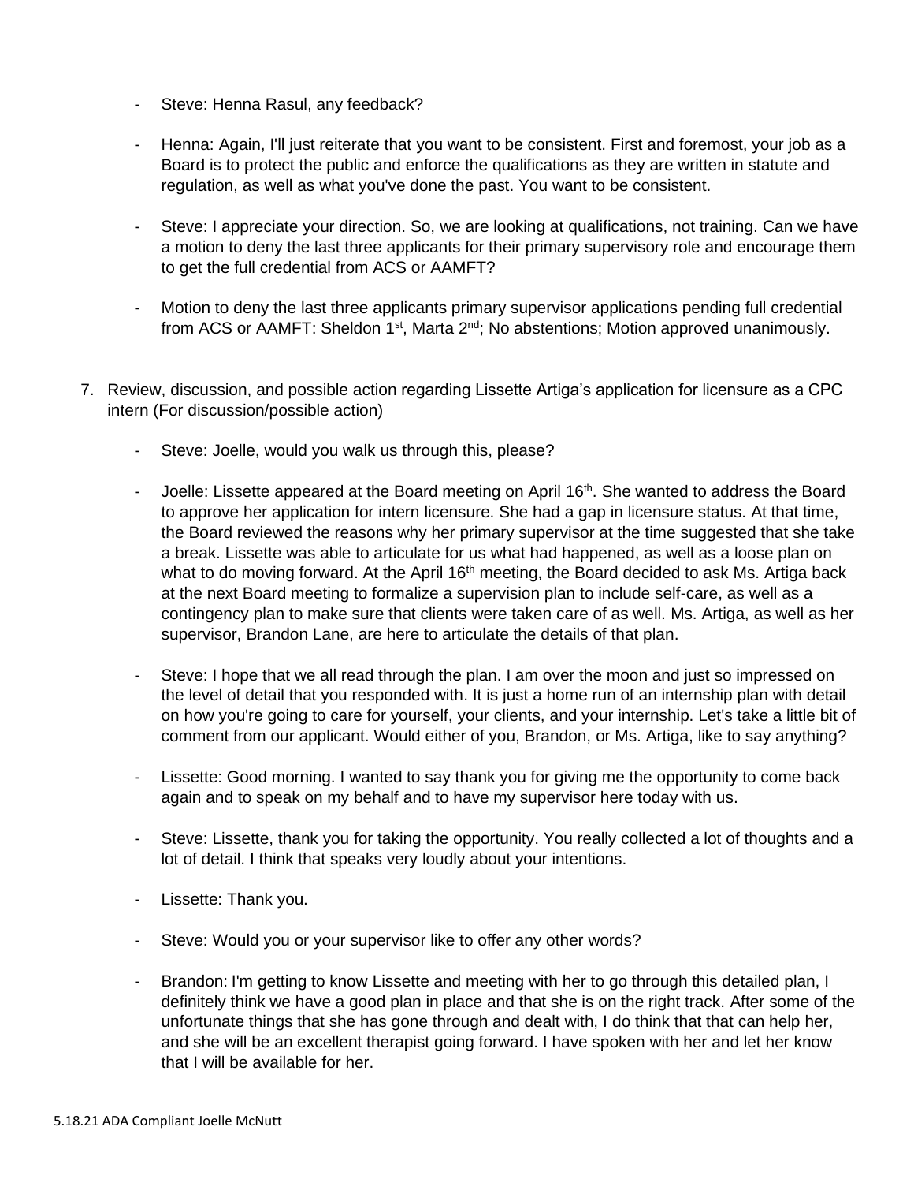- Steve: Henna Rasul, any feedback?

- Henna: Again, I'll just reiterate that you want to be consistent. First and foremost, your job as a Board is to protect the public and enforce the qualifications as they are written in statute and regulation, as well as what you've done the past. You want to be consistent.

- Steve: I appreciate your direction. So, we are looking at qualifications, not training. Can we have a motion to deny the last three applicants for their primary supervisory role and encourage them to get the full credential from ACS or AAMFT?

- Motion to deny the last three applicants primary supervisor applications pending full credential from ACS or AAMFT: Sheldon 1st, Marta 2nd; No abstentions; Motion approved unanimously.

7. Review, discussion, and possible action regarding Lissette Artiga's application for licensure as a CPC intern (For discussion/possible action)

    - Steve: Joelle, would you walk us through this, please?

    - Joelle: Lissette appeared at the Board meeting on April 16th. She wanted to address the Board to approve her application for intern licensure. She had a gap in licensure status. At that time, the Board reviewed the reasons why her primary supervisor at the time suggested that she take a break. Lissette was able to articulate for us what had happened, as well as a loose plan on what to do moving forward. At the April 16th meeting, the Board decided to ask Ms. Artiga back at the next Board meeting to formalize a supervision plan to include self-care, as well as a contingency plan to make sure that clients were taken care of as well. Ms. Artiga, as well as her supervisor, Brandon Lane, are here to articulate the details of that plan.

    - Steve: I hope that we all read through the plan. I am over the moon and just so impressed on the level of detail that you responded with. It is just a home run of an internship plan with detail on how you're going to care for yourself, your clients, and your internship. Let's take a little bit of comment from our applicant. Would either of you, Brandon, or Ms. Artiga, like to say anything?

    - Lissette: Good morning. I wanted to say thank you for giving me the opportunity to come back again and to speak on my behalf and to have my supervisor here today with us.

    - Steve: Lissette, thank you for taking the opportunity. You really collected a lot of thoughts and a lot of detail. I think that speaks very loudly about your intentions.

    - Lissette: Thank you.

    - Steve: Would you or your supervisor like to offer any other words?

    - Brandon: I'm getting to know Lissette and meeting with her to go through this detailed plan, I definitely think we have a good plan in place and that she is on the right track. After some of the unfortunate things that she has gone through and dealt with, I do think that that can help her, and she will be an excellent therapist going forward. I have spoken with her and let her know that I will be available for her.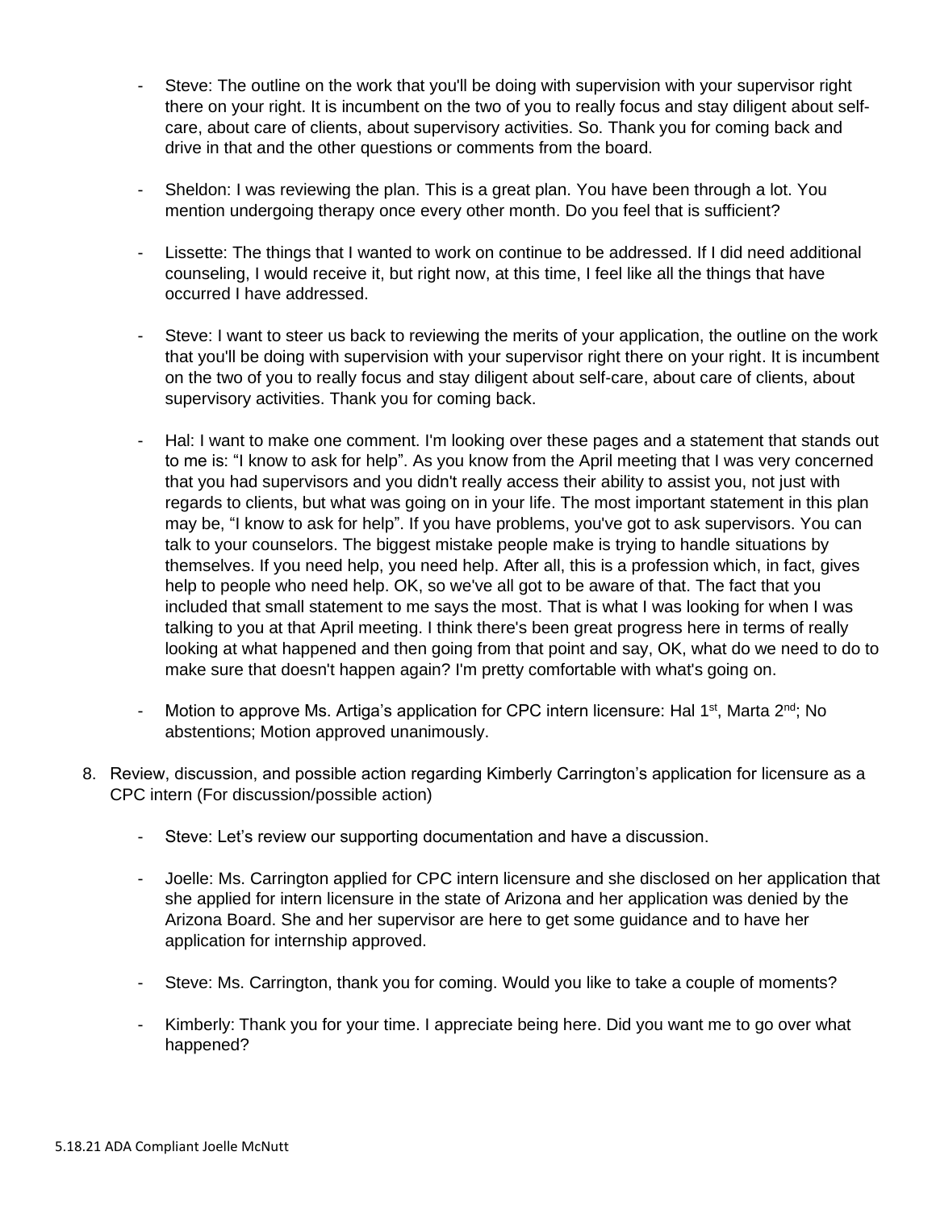- Steve: The outline on the work that you'll be doing with supervision with your supervisor right there on your right. It is incumbent on the two of you to really focus and stay diligent about self-care, about care of clients, about supervisory activities. So. Thank you for coming back and drive in that and the other questions or comments from the board.

- Sheldon: I was reviewing the plan. This is a great plan. You have been through a lot. You mention undergoing therapy once every other month. Do you feel that is sufficient?

- Lissette: The things that I wanted to work on continue to be addressed. If I did need additional counseling, I would receive it, but right now, at this time, I feel like all the things that have occurred I have addressed.

- Steve: I want to steer us back to reviewing the merits of your application, the outline on the work that you'll be doing with supervision with your supervisor right there on your right. It is incumbent on the two of you to really focus and stay diligent about self-care, about care of clients, about supervisory activities. Thank you for coming back.

- Hal: I want to make one comment. I'm looking over these pages and a statement that stands out to me is: "I know to ask for help". As you know from the April meeting that I was very concerned that you had supervisors and you didn't really access their ability to assist you, not just with regards to clients, but what was going on in your life. The most important statement in this plan may be, "I know to ask for help". If you have problems, you've got to ask supervisors. You can talk to your counselors. The biggest mistake people make is trying to handle situations by themselves. If you need help, you need help. After all, this is a profession which, in fact, gives help to people who need help. OK, so we've all got to be aware of that. The fact that you included that small statement to me says the most. That is what I was looking for when I was talking to you at that April meeting. I think there's been great progress here in terms of really looking at what happened and then going from that point and say, OK, what do we need to do to make sure that doesn't happen again? I'm pretty comfortable with what's going on.

- Motion to approve Ms. Artiga's application for CPC intern licensure: Hal 1st, Marta 2nd; No abstentions; Motion approved unanimously.

8. Review, discussion, and possible action regarding Kimberly Carrington's application for licensure as a CPC intern (For discussion/possible action)

    - Steve: Let's review our supporting documentation and have a discussion.

    - Joelle: Ms. Carrington applied for CPC intern licensure and she disclosed on her application that she applied for intern licensure in the state of Arizona and her application was denied by the Arizona Board. She and her supervisor are here to get some guidance and to have her application for internship approved.

    - Steve: Ms. Carrington, thank you for coming. Would you like to take a couple of moments?

    - Kimberly: Thank you for your time. I appreciate being here. Did you want me to go over what happened?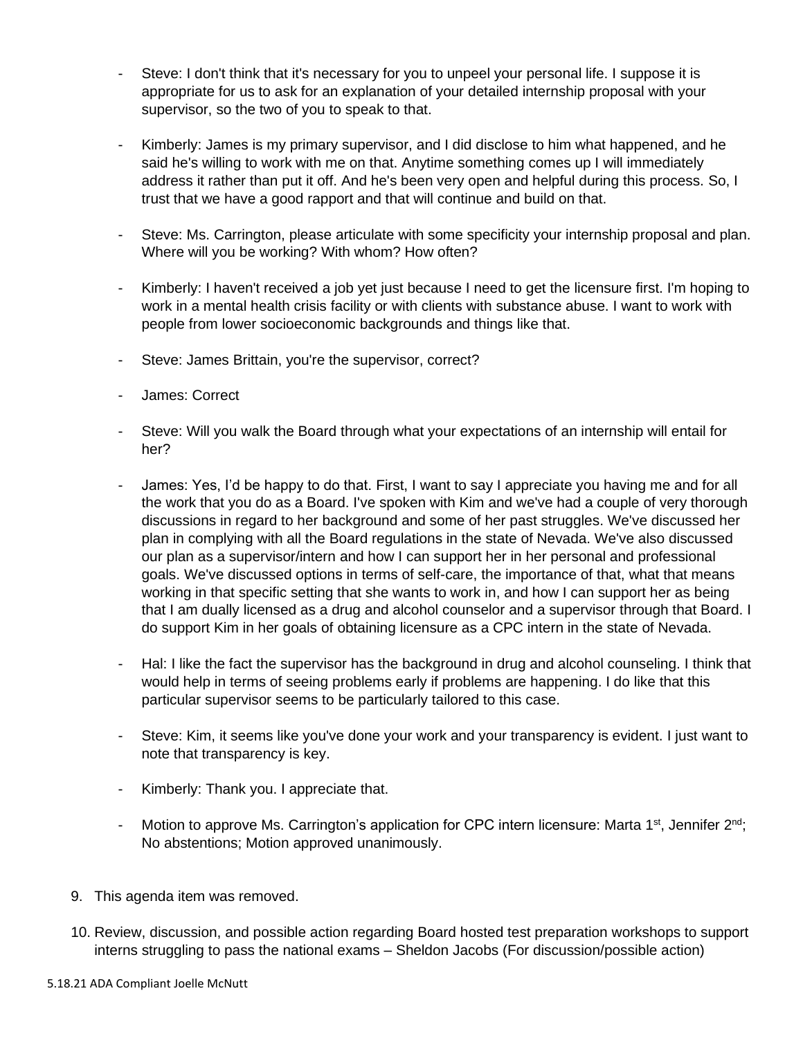- Steve: I don't think that it's necessary for you to unpeel your personal life. I suppose it is appropriate for us to ask for an explanation of your detailed internship proposal with your supervisor, so the two of you to speak to that.

- Kimberly: James is my primary supervisor, and I did disclose to him what happened, and he said he's willing to work with me on that. Anytime something comes up I will immediately address it rather than put it off. And he's been very open and helpful during this process. So, I trust that we have a good rapport and that will continue and build on that.

- Steve: Ms. Carrington, please articulate with some specificity your internship proposal and plan. Where will you be working? With whom? How often?

- Kimberly: I haven't received a job yet just because I need to get the licensure first. I'm hoping to work in a mental health crisis facility or with clients with substance abuse. I want to work with people from lower socioeconomic backgrounds and things like that.

- Steve: James Brittain, you're the supervisor, correct?

- James: Correct

- Steve: Will you walk the Board through what your expectations of an internship will entail for her?

- James: Yes, I'd be happy to do that. First, I want to say I appreciate you having me and for all the work that you do as a Board. I've spoken with Kim and we've had a couple of very thorough discussions in regard to her background and some of her past struggles. We've discussed her plan in complying with all the Board regulations in the state of Nevada. We've also discussed our plan as a supervisor/intern and how I can support her in her personal and professional goals. We've discussed options in terms of self-care, the importance of that, what that means working in that specific setting that she wants to work in, and how I can support her as being that I am dually licensed as a drug and alcohol counselor and a supervisor through that Board. I do support Kim in her goals of obtaining licensure as a CPC intern in the state of Nevada.

- Hal: I like the fact the supervisor has the background in drug and alcohol counseling. I think that would help in terms of seeing problems early if problems are happening. I do like that this particular supervisor seems to be particularly tailored to this case.

- Steve: Kim, it seems like you've done your work and your transparency is evident. I just want to note that transparency is key.

- Kimberly: Thank you. I appreciate that.

- Motion to approve Ms. Carrington's application for CPC intern licensure: Marta 1st, Jennifer 2nd; No abstentions; Motion approved unanimously.

9. This agenda item was removed.

10. Review, discussion, and possible action regarding Board hosted test preparation workshops to support interns struggling to pass the national exams – Sheldon Jacobs (For discussion/possible action)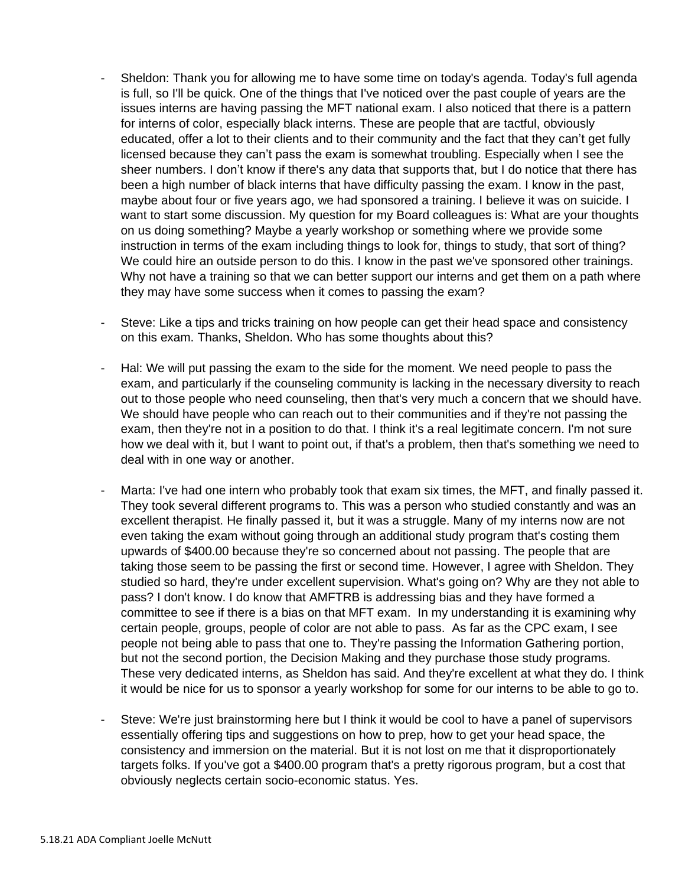- Sheldon: Thank you for allowing me to have some time on today's agenda. Today's full agenda is full, so I'll be quick. One of the things that I've noticed over the past couple of years are the issues interns are having passing the MFT national exam. I also noticed that there is a pattern for interns of color, especially black interns. These are people that are tactful, obviously educated, offer a lot to their clients and to their community and the fact that they can't get fully licensed because they can't pass the exam is somewhat troubling. Especially when I see the sheer numbers. I don't know if there's any data that supports that, but I do notice that there has been a high number of black interns that have difficulty passing the exam. I know in the past, maybe about four or five years ago, we had sponsored a training. I believe it was on suicide. I want to start some discussion. My question for my Board colleagues is: What are your thoughts on us doing something? Maybe a yearly workshop or something where we provide some instruction in terms of the exam including things to look for, things to study, that sort of thing? We could hire an outside person to do this. I know in the past we've sponsored other trainings. Why not have a training so that we can better support our interns and get them on a path where they may have some success when it comes to passing the exam?

- Steve: Like a tips and tricks training on how people can get their head space and consistency on this exam. Thanks, Sheldon. Who has some thoughts about this?

- Hal: We will put passing the exam to the side for the moment. We need people to pass the exam, and particularly if the counseling community is lacking in the necessary diversity to reach out to those people who need counseling, then that's very much a concern that we should have. We should have people who can reach out to their communities and if they're not passing the exam, then they're not in a position to do that. I think it's a real legitimate concern. I'm not sure how we deal with it, but I want to point out, if that's a problem, then that's something we need to deal with in one way or another.

- Marta: I've had one intern who probably took that exam six times, the MFT, and finally passed it. They took several different programs to. This was a person who studied constantly and was an excellent therapist. He finally passed it, but it was a struggle. Many of my interns now are not even taking the exam without going through an additional study program that's costing them upwards of $400.00 because they're so concerned about not passing. The people that are taking those seem to be passing the first or second time. However, I agree with Sheldon. They studied so hard, they're under excellent supervision. What's going on? Why are they not able to pass? I don't know. I do know that AMFTRB is addressing bias and they have formed a committee to see if there is a bias on that MFT exam. In my understanding it is examining why certain people, groups, people of color are not able to pass. As far as the CPC exam, I see people not being able to pass that one to. They're passing the Information Gathering portion, but not the second portion, the Decision Making and they purchase those study programs. These very dedicated interns, as Sheldon has said. And they're excellent at what they do. I think it would be nice for us to sponsor a yearly workshop for some for our interns to be able to go to.

- Steve: We're just brainstorming here but I think it would be cool to have a panel of supervisors essentially offering tips and suggestions on how to prep, how to get your head space, the consistency and immersion on the material. But it is not lost on me that it disproportionately targets folks. If you've got a $400.00 program that's a pretty rigorous program, but a cost that obviously neglects certain socio-economic status. Yes.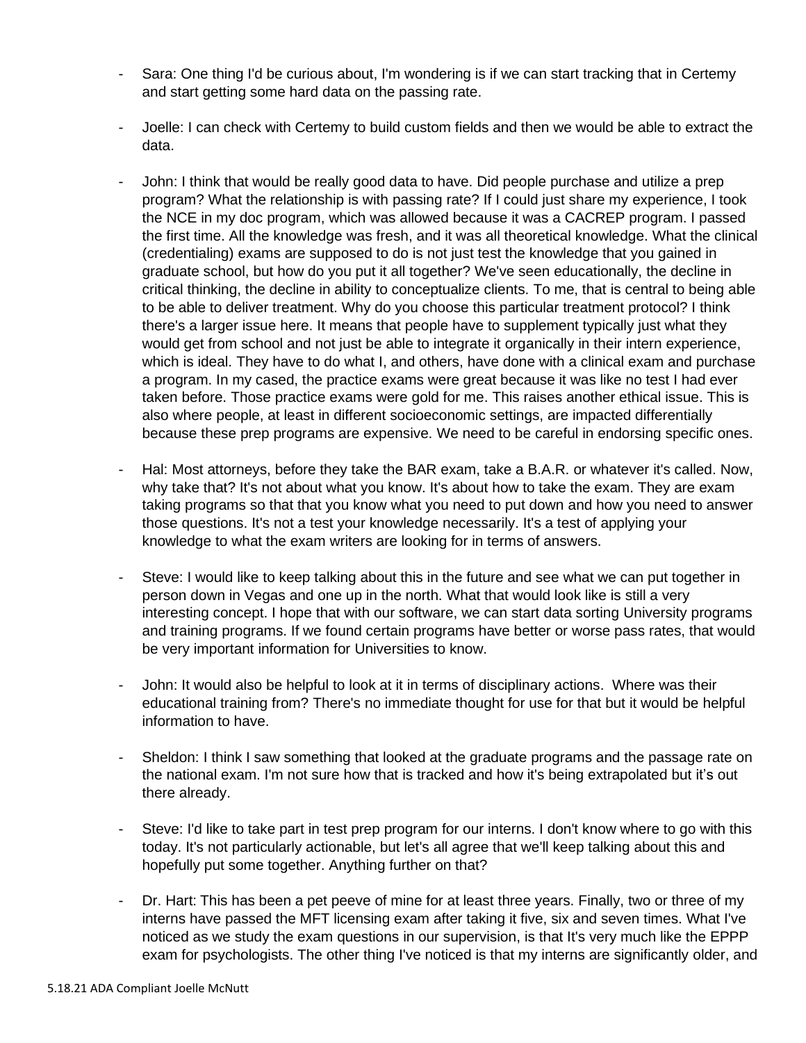- Sara: One thing I'd be curious about, I'm wondering is if we can start tracking that in Certemy and start getting some hard data on the passing rate.

- Joelle: I can check with Certemy to build custom fields and then we would be able to extract the data.

- John: I think that would be really good data to have. Did people purchase and utilize a prep program? What the relationship is with passing rate? If I could just share my experience, I took the NCE in my doc program, which was allowed because it was a CACREP program. I passed the first time. All the knowledge was fresh, and it was all theoretical knowledge. What the clinical (credentialing) exams are supposed to do is not just test the knowledge that you gained in graduate school, but how do you put it all together? We've seen educationally, the decline in critical thinking, the decline in ability to conceptualize clients. To me, that is central to being able to be able to deliver treatment. Why do you choose this particular treatment protocol? I think there's a larger issue here. It means that people have to supplement typically just what they would get from school and not just be able to integrate it organically in their intern experience, which is ideal. They have to do what I, and others, have done with a clinical exam and purchase a program. In my cased, the practice exams were great because it was like no test I had ever taken before. Those practice exams were gold for me. This raises another ethical issue. This is also where people, at least in different socioeconomic settings, are impacted differentially because these prep programs are expensive. We need to be careful in endorsing specific ones.

- Hal: Most attorneys, before they take the BAR exam, take a B.A.R. or whatever it's called. Now, why take that? It's not about what you know. It's about how to take the exam. They are exam taking programs so that that you know what you need to put down and how you need to answer those questions. It's not a test your knowledge necessarily. It's a test of applying your knowledge to what the exam writers are looking for in terms of answers.

- Steve: I would like to keep talking about this in the future and see what we can put together in person down in Vegas and one up in the north. What that would look like is still a very interesting concept. I hope that with our software, we can start data sorting University programs and training programs. If we found certain programs have better or worse pass rates, that would be very important information for Universities to know.

- John: It would also be helpful to look at it in terms of disciplinary actions. Where was their educational training from? There's no immediate thought for use for that but it would be helpful information to have.

- Sheldon: I think I saw something that looked at the graduate programs and the passage rate on the national exam. I'm not sure how that is tracked and how it's being extrapolated but it's out there already.

- Steve: I'd like to take part in test prep program for our interns. I don't know where to go with this today. It's not particularly actionable, but let's all agree that we'll keep talking about this and hopefully put some together. Anything further on that?

- Dr. Hart: This has been a pet peeve of mine for at least three years. Finally, two or three of my interns have passed the MFT licensing exam after taking it five, six and seven times. What I've noticed as we study the exam questions in our supervision, is that It's very much like the EPPP exam for psychologists. The other thing I've noticed is that my interns are significantly older, and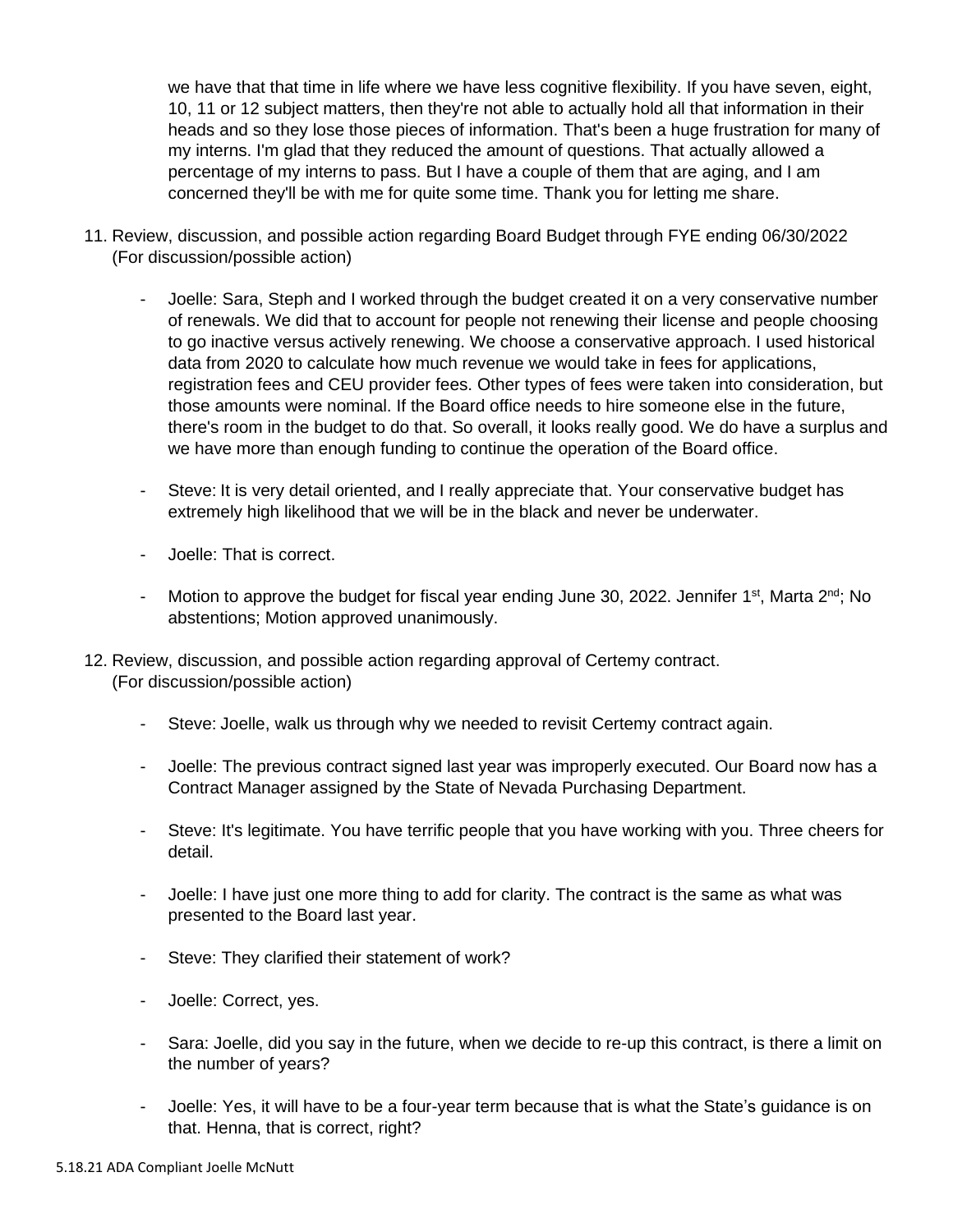we have that that time in life where we have less cognitive flexibility. If you have seven, eight, 10, 11 or 12 subject matters, then they're not able to actually hold all that information in their heads and so they lose those pieces of information. That's been a huge frustration for many of my interns. I'm glad that they reduced the amount of questions. That actually allowed a percentage of my interns to pass. But I have a couple of them that are aging, and I am concerned they'll be with me for quite some time. Thank you for letting me share.

11. Review, discussion, and possible action regarding Board Budget through FYE ending 06/30/2022 (For discussion/possible action)

    - Joelle: Sara, Steph and I worked through the budget created it on a very conservative number of renewals. We did that to account for people not renewing their license and people choosing to go inactive versus actively renewing. We choose a conservative approach. I used historical data from 2020 to calculate how much revenue we would take in fees for applications, registration fees and CEU provider fees. Other types of fees were taken into consideration, but those amounts were nominal. If the Board office needs to hire someone else in the future, there's room in the budget to do that. So overall, it looks really good. We do have a surplus and we have more than enough funding to continue the operation of the Board office.
    - Steve: It is very detail oriented, and I really appreciate that. Your conservative budget has extremely high likelihood that we will be in the black and never be underwater.
    - Joelle: That is correct.
    - Motion to approve the budget for fiscal year ending June 30, 2022. Jennifer 1st, Marta 2nd; No abstentions; Motion approved unanimously.

12. Review, discussion, and possible action regarding approval of Certemy contract. (For discussion/possible action)

    - Steve: Joelle, walk us through why we needed to revisit Certemy contract again.
    - Joelle: The previous contract signed last year was improperly executed. Our Board now has a Contract Manager assigned by the State of Nevada Purchasing Department.
    - Steve: It's legitimate. You have terrific people that you have working with you. Three cheers for detail.
    - Joelle: I have just one more thing to add for clarity. The contract is the same as what was presented to the Board last year.
    - Steve: They clarified their statement of work?
    - Joelle: Correct, yes.
    - Sara: Joelle, did you say in the future, when we decide to re-up this contract, is there a limit on the number of years?
    - Joelle: Yes, it will have to be a four-year term because that is what the State's guidance is on that. Henna, that is correct, right?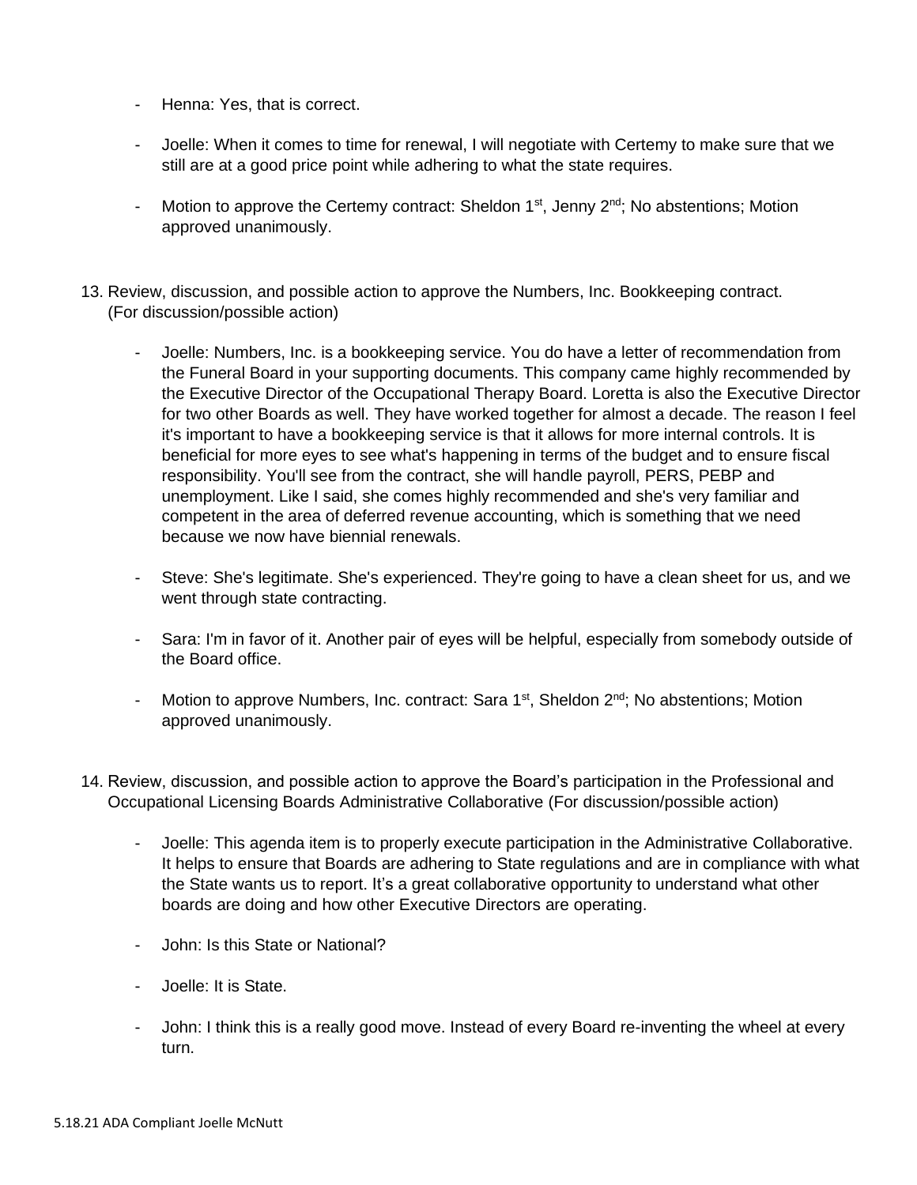- Henna: Yes, that is correct.

- Joelle: When it comes to time for renewal, I will negotiate with Certemy to make sure that we still are at a good price point while adhering to what the state requires.

- Motion to approve the Certemy contract: Sheldon 1st, Jenny 2nd; No abstentions; Motion approved unanimously.

13. Review, discussion, and possible action to approve the Numbers, Inc. Bookkeeping contract. (For discussion/possible action)

    - Joelle: Numbers, Inc. is a bookkeeping service. You do have a letter of recommendation from the Funeral Board in your supporting documents. This company came highly recommended by the Executive Director of the Occupational Therapy Board. Loretta is also the Executive Director for two other Boards as well. They have worked together for almost a decade. The reason I feel it's important to have a bookkeeping service is that it allows for more internal controls. It is beneficial for more eyes to see what's happening in terms of the budget and to ensure fiscal responsibility. You'll see from the contract, she will handle payroll, PERS, PEBP and unemployment. Like I said, she comes highly recommended and she's very familiar and competent in the area of deferred revenue accounting, which is something that we need because we now have biennial renewals.

    - Steve: She's legitimate. She's experienced. They're going to have a clean sheet for us, and we went through state contracting.

    - Sara: I'm in favor of it. Another pair of eyes will be helpful, especially from somebody outside of the Board office.

    - Motion to approve Numbers, Inc. contract: Sara 1st, Sheldon 2nd; No abstentions; Motion approved unanimously.

14. Review, discussion, and possible action to approve the Board's participation in the Professional and Occupational Licensing Boards Administrative Collaborative (For discussion/possible action)

    - Joelle: This agenda item is to properly execute participation in the Administrative Collaborative. It helps to ensure that Boards are adhering to State regulations and are in compliance with what the State wants us to report. It's a great collaborative opportunity to understand what other boards are doing and how other Executive Directors are operating.

    - John: Is this State or National?

    - Joelle: It is State.

    - John: I think this is a really good move. Instead of every Board re-inventing the wheel at every turn.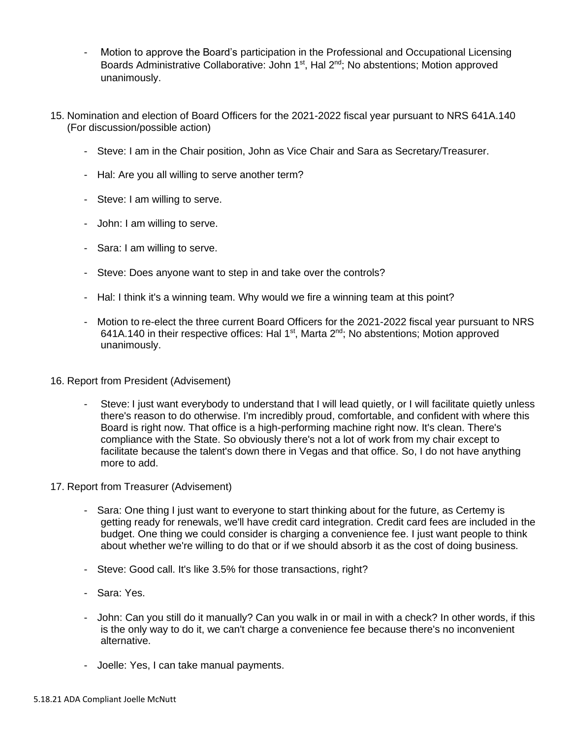- Motion to approve the Board's participation in the Professional and Occupational Licensing Boards Administrative Collaborative: John 1st, Hal 2nd; No abstentions; Motion approved unanimously.

15. Nomination and election of Board Officers for the 2021-2022 fiscal year pursuant to NRS 641A.140 (For discussion/possible action)

    - Steve: I am in the Chair position, John as Vice Chair and Sara as Secretary/Treasurer.
    - Hal: Are you all willing to serve another term?
    - Steve: I am willing to serve.
    - John: I am willing to serve.
    - Sara: I am willing to serve.
    - Steve: Does anyone want to step in and take over the controls?
    - Hal: I think it's a winning team. Why would we fire a winning team at this point?
    - Motion to re-elect the three current Board Officers for the 2021-2022 fiscal year pursuant to NRS 641A.140 in their respective offices: Hal 1st, Marta 2nd; No abstentions; Motion approved unanimously.

16. Report from President (Advisement)

    - Steve: I just want everybody to understand that I will lead quietly, or I will facilitate quietly unless there's reason to do otherwise. I'm incredibly proud, comfortable, and confident with where this Board is right now. That office is a high-performing machine right now. It's clean. There's compliance with the State. So obviously there's not a lot of work from my chair except to facilitate because the talent's down there in Vegas and that office. So, I do not have anything more to add.

17. Report from Treasurer (Advisement)

    - Sara: One thing I just want to everyone to start thinking about for the future, as Certemy is getting ready for renewals, we'll have credit card integration. Credit card fees are included in the budget. One thing we could consider is charging a convenience fee. I just want people to think about whether we're willing to do that or if we should absorb it as the cost of doing business.
    - Steve: Good call. It's like 3.5% for those transactions, right?
    - Sara: Yes.
    - John: Can you still do it manually? Can you walk in or mail in with a check? In other words, if this is the only way to do it, we can't charge a convenience fee because there's no inconvenient alternative.
    - Joelle: Yes, I can take manual payments.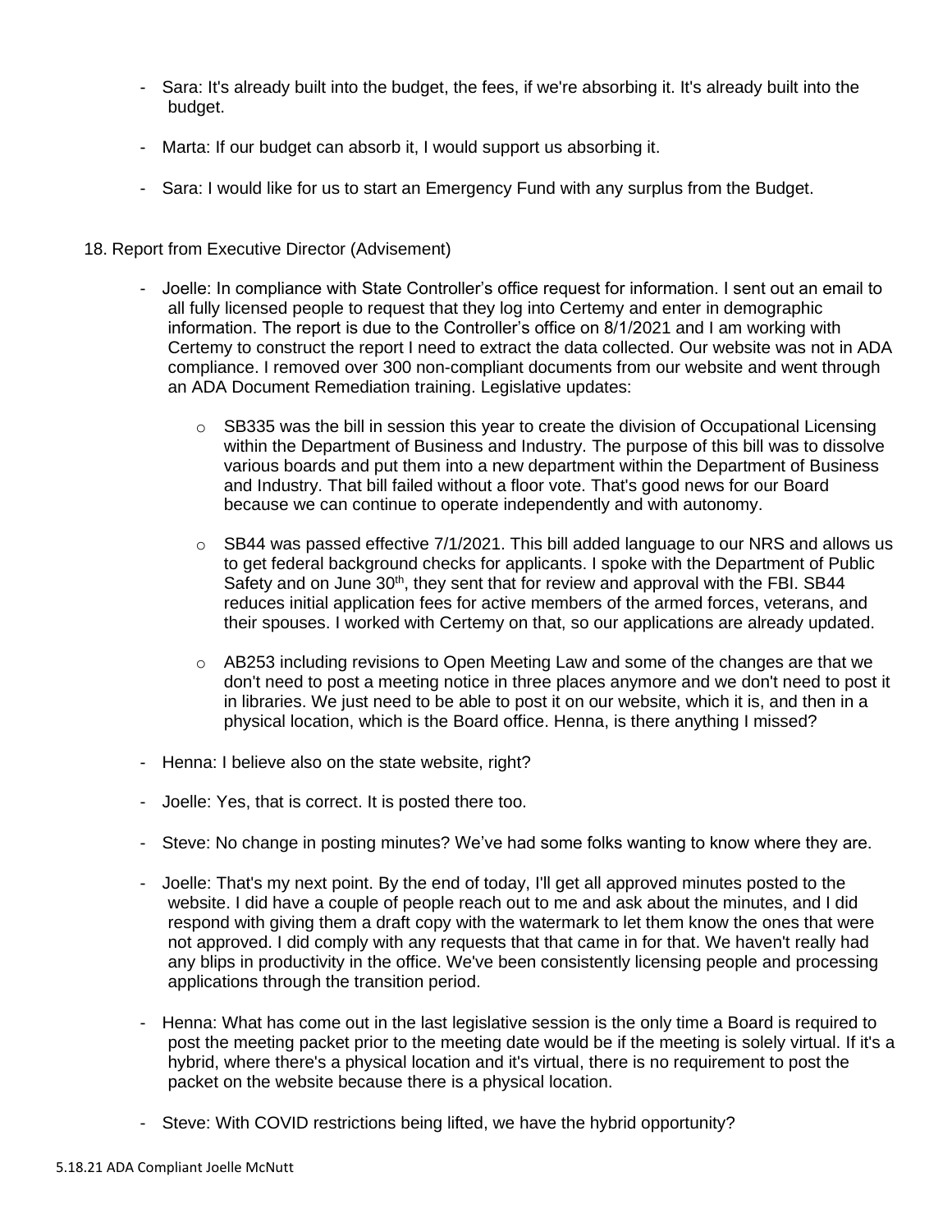- Sara: It's already built into the budget, the fees, if we're absorbing it. It's already built into the budget.

- Marta: If our budget can absorb it, I would support us absorbing it.

- Sara: I would like for us to start an Emergency Fund with any surplus from the Budget.

18. Report from Executive Director (Advisement)

- Joelle: In compliance with State Controller's office request for information. I sent out an email to all fully licensed people to request that they log into Certemy and enter in demographic information. The report is due to the Controller's office on 8/1/2021 and I am working with Certemy to construct the report I need to extract the data collected. Our website was not in ADA compliance. I removed over 300 non-compliant documents from our website and went through an ADA Document Remediation training. Legislative updates:

    - SB335 was the bill in session this year to create the division of Occupational Licensing within the Department of Business and Industry. The purpose of this bill was to dissolve various boards and put them into a new department within the Department of Business and Industry. That bill failed without a floor vote. That's good news for our Board because we can continue to operate independently and with autonomy.

    - SB44 was passed effective 7/1/2021. This bill added language to our NRS and allows us to get federal background checks for applicants. I spoke with the Department of Public Safety and on June 30th, they sent that for review and approval with the FBI. SB44 reduces initial application fees for active members of the armed forces, veterans, and their spouses. I worked with Certemy on that, so our applications are already updated.

    - AB253 including revisions to Open Meeting Law and some of the changes are that we don't need to post a meeting notice in three places anymore and we don't need to post it in libraries. We just need to be able to post it on our website, which it is, and then in a physical location, which is the Board office. Henna, is there anything I missed?

- Henna: I believe also on the state website, right?

- Joelle: Yes, that is correct. It is posted there too.

- Steve: No change in posting minutes? We've had some folks wanting to know where they are.

- Joelle: That's my next point. By the end of today, I'll get all approved minutes posted to the website. I did have a couple of people reach out to me and ask about the minutes, and I did respond with giving them a draft copy with the watermark to let them know the ones that were not approved. I did comply with any requests that that came in for that. We haven't really had any blips in productivity in the office. We've been consistently licensing people and processing applications through the transition period.

- Henna: What has come out in the last legislative session is the only time a Board is required to post the meeting packet prior to the meeting date would be if the meeting is solely virtual. If it's a hybrid, where there's a physical location and it's virtual, there is no requirement to post the packet on the website because there is a physical location.

- Steve: With COVID restrictions being lifted, we have the hybrid opportunity?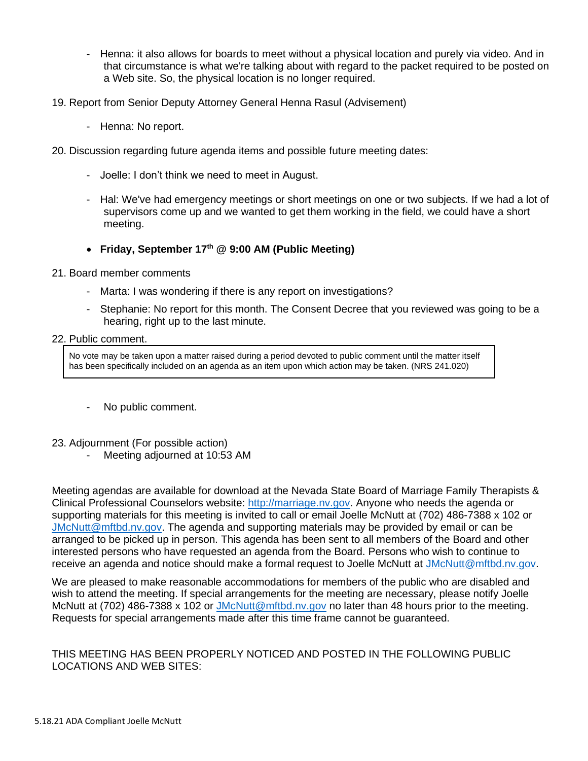- Henna: it also allows for boards to meet without a physical location and purely via video. And in that circumstance is what we're talking about with regard to the packet required to be posted on a Web site. So, the physical location is no longer required.

19. Report from Senior Deputy Attorney General Henna Rasul (Advisement)

    - Henna: No report.

20. Discussion regarding future agenda items and possible future meeting dates:

    - Joelle: I don't think we need to meet in August.

    - Hal: We've had emergency meetings or short meetings on one or two subjects. If we had a lot of supervisors come up and we wanted to get them working in the field, we could have a short meeting.

    - **Friday, September 17th @ 9:00 AM (Public Meeting)**

21. Board member comments

    - Marta: I was wondering if there is any report on investigations?
    - Stephanie: No report for this month. The Consent Decree that you reviewed was going to be a hearing, right up to the last minute.

22. Public comment.

> No vote may be taken upon a matter raised during a period devoted to public comment until the matter itself has been specifically included on an agenda as an item upon which action may be taken. (NRS 241.020)

    - No public comment.

23. Adjournment (For possible action)

    - Meeting adjourned at 10:53 AM

Meeting agendas are available for download at the Nevada State Board of Marriage Family Therapists & Clinical Professional Counselors website: http://marriage.nv.gov. Anyone who needs the agenda or supporting materials for this meeting is invited to call or email Joelle McNutt at (702) 486-7388 x 102 or JMcNutt@mftbd.nv.gov. The agenda and supporting materials may be provided by email or can be arranged to be picked up in person. This agenda has been sent to all members of the Board and other interested persons who have requested an agenda from the Board. Persons who wish to continue to receive an agenda and notice should make a formal request to Joelle McNutt at JMcNutt@mftbd.nv.gov.

We are pleased to make reasonable accommodations for members of the public who are disabled and wish to attend the meeting. If special arrangements for the meeting are necessary, please notify Joelle McNutt at (702) 486-7388 x 102 or JMcNutt@mftbd.nv.gov no later than 48 hours prior to the meeting. Requests for special arrangements made after this time frame cannot be guaranteed.

THIS MEETING HAS BEEN PROPERLY NOTICED AND POSTED IN THE FOLLOWING PUBLIC LOCATIONS AND WEB SITES: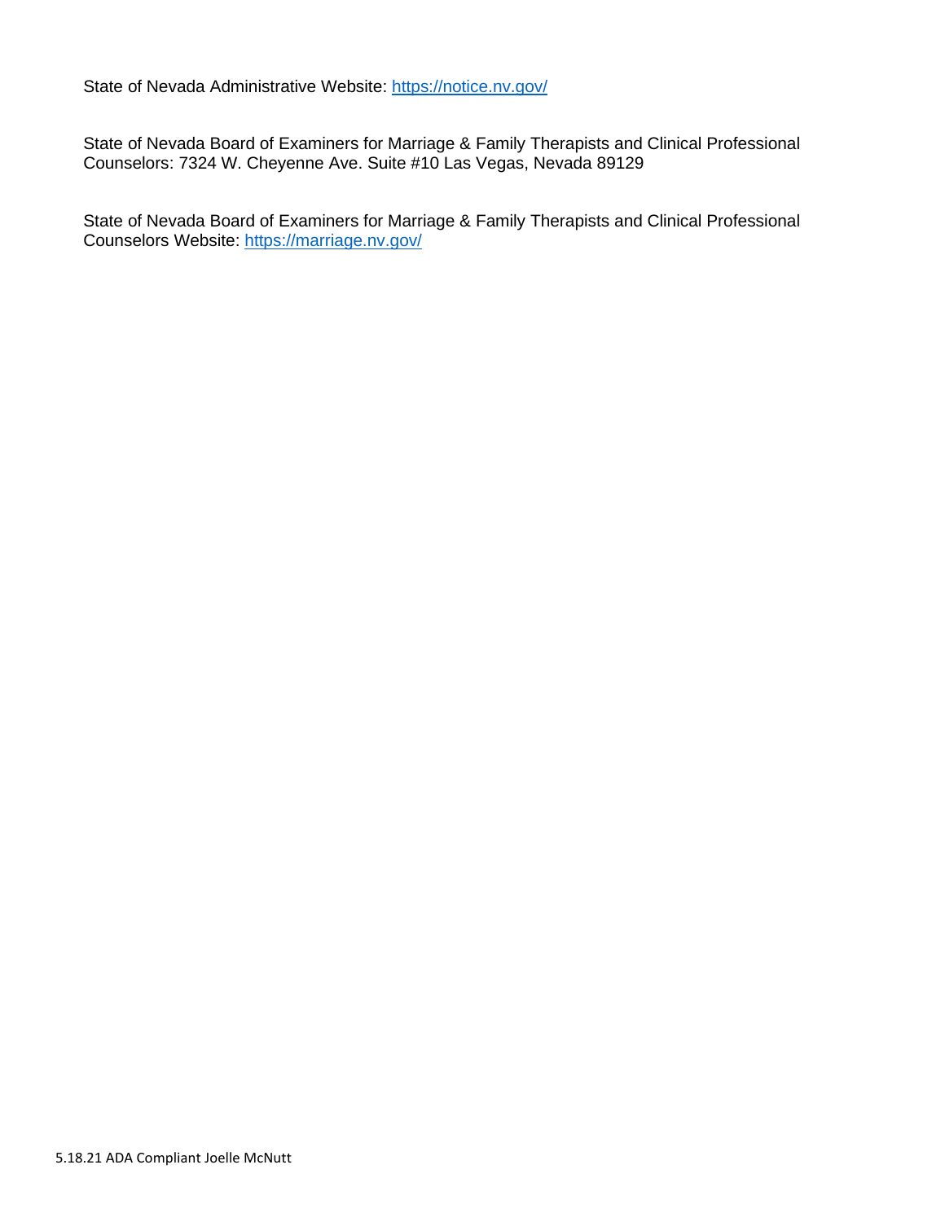State of Nevada Administrative Website: https://notice.nv.gov/

State of Nevada Board of Examiners for Marriage & Family Therapists and Clinical Professional Counselors: 7324 W. Cheyenne Ave. Suite #10 Las Vegas, Nevada 89129

State of Nevada Board of Examiners for Marriage & Family Therapists and Clinical Professional Counselors Website: https://marriage.nv.gov/

5.18.21 ADA Compliant Joelle McNutt